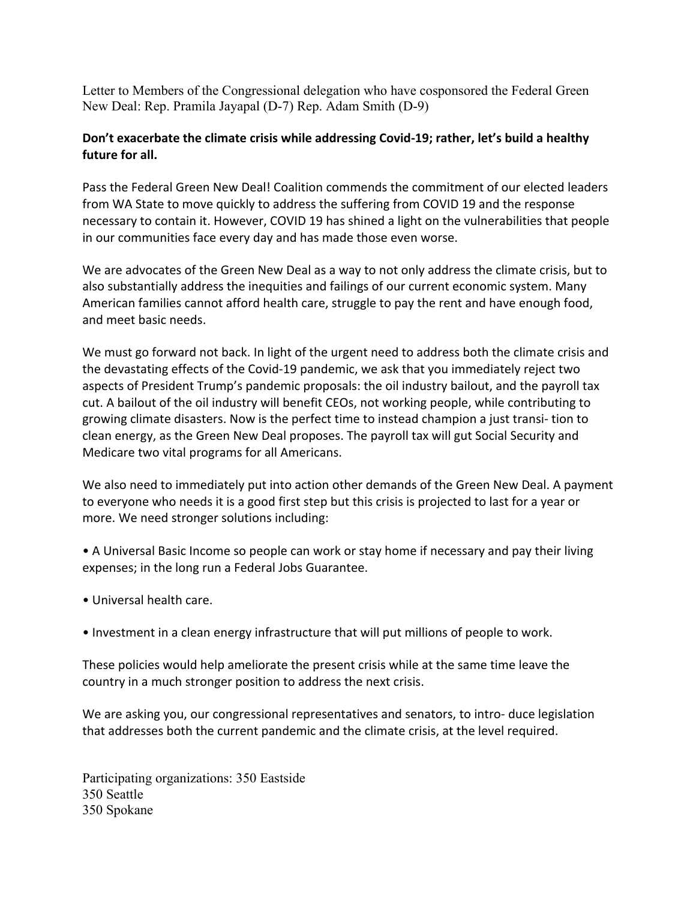Letter to Members of the Congressional delegation who have cosponsored the Federal Green New Deal: Rep. Pramila Jayapal (D-7) Rep. Adam Smith (D-9)

**Don't exacerbate the climate crisis while addressing Covid-19; rather, let's build a healthy future for all.**

Pass the Federal Green New Deal! Coalition commends the commitment of our elected leaders from WA State to move quickly to address the suffering from COVID 19 and the response necessary to contain it. However, COVID 19 has shined a light on the vulnerabilities that people in our communities face every day and has made those even worse.

We are advocates of the Green New Deal as a way to not only address the climate crisis, but to also substantially address the inequities and failings of our current economic system. Many American families cannot afford health care, struggle to pay the rent and have enough food, and meet basic needs.

We must go forward not back. In light of the urgent need to address both the climate crisis and the devastating effects of the Covid-19 pandemic, we ask that you immediately reject two aspects of President Trump's pandemic proposals: the oil industry bailout, and the payroll tax cut. A bailout of the oil industry will benefit CEOs, not working people, while contributing to growing climate disasters. Now is the perfect time to instead champion a just transi- tion to clean energy, as the Green New Deal proposes. The payroll tax will gut Social Security and Medicare two vital programs for all Americans.

We also need to immediately put into action other demands of the Green New Deal. A payment to everyone who needs it is a good first step but this crisis is projected to last for a year or more. We need stronger solutions including:

- A Universal Basic Income so people can work or stay home if necessary and pay their living expenses; in the long run a Federal Jobs Guarantee.
- Universal health care.
- Investment in a clean energy infrastructure that will put millions of people to work.

These policies would help ameliorate the present crisis while at the same time leave the country in a much stronger position to address the next crisis.

We are asking you, our congressional representatives and senators, to intro- duce legislation that addresses both the current pandemic and the climate crisis, at the level required.

Participating organizations: 350 Eastside
350 Seattle
350 Spokane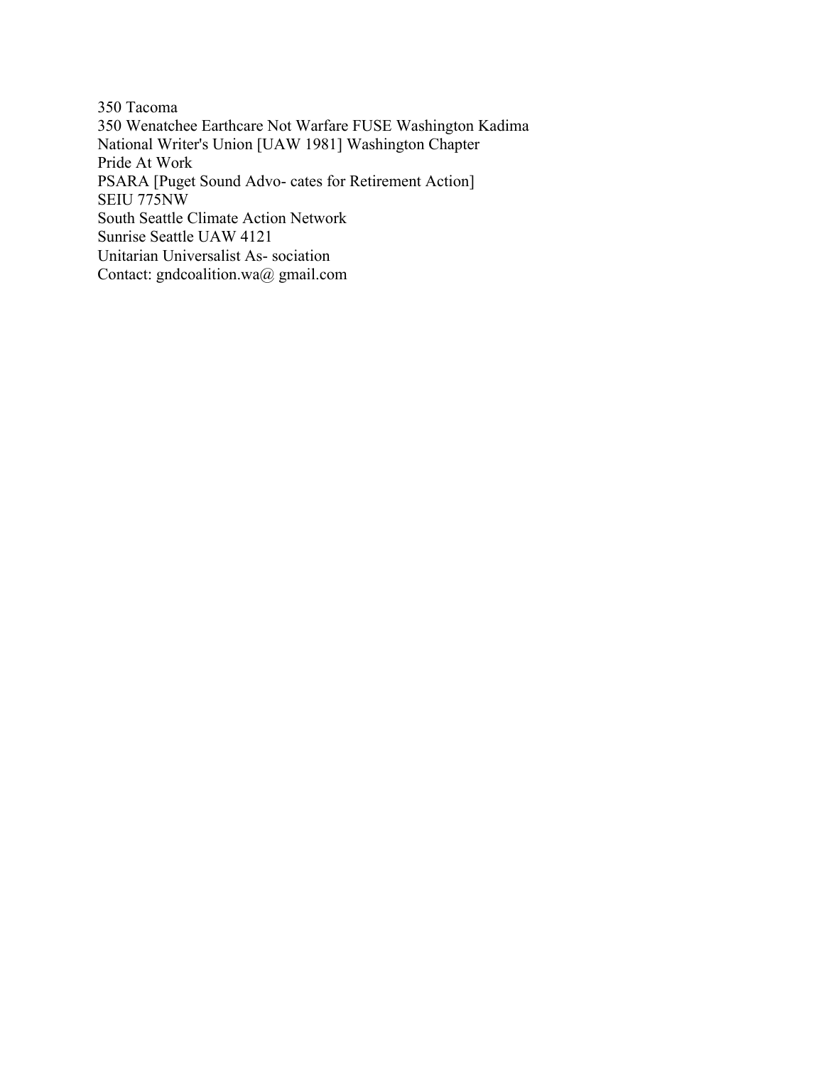350 Tacoma
350 Wenatchee Earthcare Not Warfare FUSE Washington Kadima
National Writer's Union [UAW 1981] Washington Chapter
Pride At Work
PSARA [Puget Sound Advo- cates for Retirement Action]
SEIU 775NW
South Seattle Climate Action Network
Sunrise Seattle UAW 4121
Unitarian Universalist As- sociation
Contact: gndcoalition.wa@ gmail.com